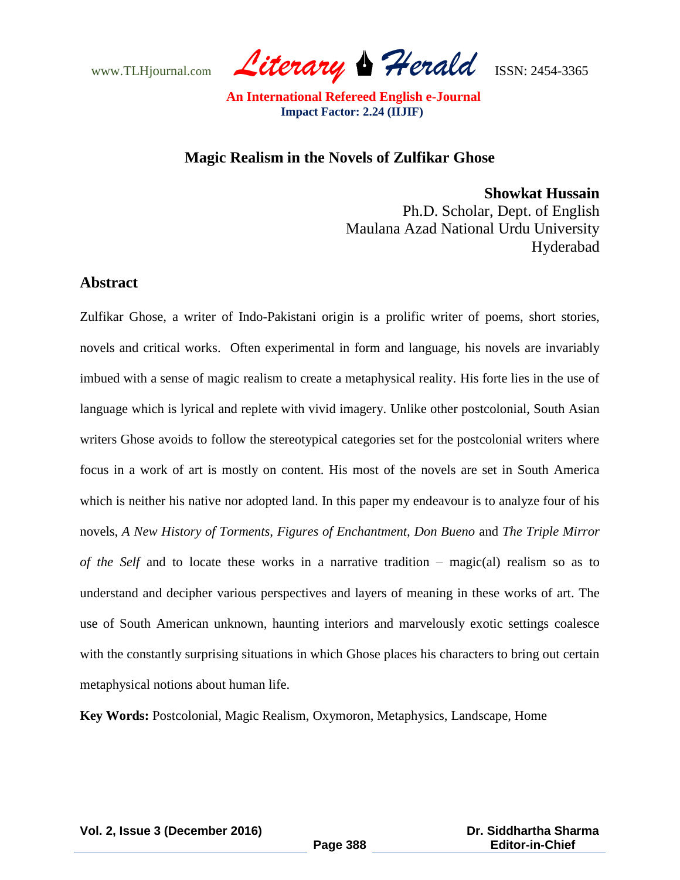# Magic Realism in the Novels of Zulfikar Ghose

**Showkat Hussain**
Ph.D. Scholar, Dept. of English
Maulana Azad National Urdu University
Hyderabad

## Abstract

Zulfikar Ghose, a writer of Indo-Pakistani origin is a prolific writer of poems, short stories, novels and critical works. Often experimental in form and language, his novels are invariably imbued with a sense of magic realism to create a metaphysical reality. His forte lies in the use of language which is lyrical and replete with vivid imagery. Unlike other postcolonial, South Asian writers Ghose avoids to follow the stereotypical categories set for the postcolonial writers where focus in a work of art is mostly on content. His most of the novels are set in South America which is neither his native nor adopted land. In this paper my endeavour is to analyze four of his novels, *A New History of Torments*, *Figures of Enchantment*, *Don Bueno* and *The Triple Mirror of the Self* and to locate these works in a narrative tradition – magic(al) realism so as to understand and decipher various perspectives and layers of meaning in these works of art. The use of South American unknown, haunting interiors and marvelously exotic settings coalesce with the constantly surprising situations in which Ghose places his characters to bring out certain metaphysical notions about human life.

**Key Words:** Postcolonial, Magic Realism, Oxymoron, Metaphysics, Landscape, Home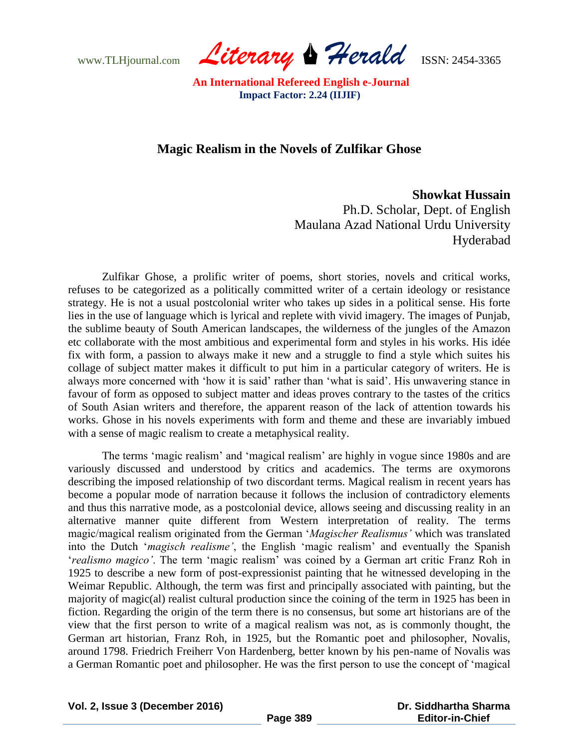# Magic Realism in the Novels of Zulfikar Ghose

**Showkat Hussain**
Ph.D. Scholar, Dept. of English
Maulana Azad National Urdu University
Hyderabad

Zulfikar Ghose, a prolific writer of poems, short stories, novels and critical works, refuses to be categorized as a politically committed writer of a certain ideology or resistance strategy. He is not a usual postcolonial writer who takes up sides in a political sense. His forte lies in the use of language which is lyrical and replete with vivid imagery. The images of Punjab, the sublime beauty of South American landscapes, the wilderness of the jungles of the Amazon etc collaborate with the most ambitious and experimental form and styles in his works. His idée fix with form, a passion to always make it new and a struggle to find a style which suites his collage of subject matter makes it difficult to put him in a particular category of writers. He is always more concerned with 'how it is said' rather than 'what is said'. His unwavering stance in favour of form as opposed to subject matter and ideas proves contrary to the tastes of the critics of South Asian writers and therefore, the apparent reason of the lack of attention towards his works. Ghose in his novels experiments with form and theme and these are invariably imbued with a sense of magic realism to create a metaphysical reality.

The terms 'magic realism' and 'magical realism' are highly in vogue since 1980s and are variously discussed and understood by critics and academics. The terms are oxymorons describing the imposed relationship of two discordant terms. Magical realism in recent years has become a popular mode of narration because it follows the inclusion of contradictory elements and thus this narrative mode, as a postcolonial device, allows seeing and discussing reality in an alternative manner quite different from Western interpretation of reality. The terms magic/magical realism originated from the German '*Magischer Realismus'* which was translated into the Dutch '*magisch realisme'*, the English 'magic realism' and eventually the Spanish '*realismo magico'*. The term 'magic realism' was coined by a German art critic Franz Roh in 1925 to describe a new form of post-expressionist painting that he witnessed developing in the Weimar Republic. Although, the term was first and principally associated with painting, but the majority of magic(al) realist cultural production since the coining of the term in 1925 has been in fiction. Regarding the origin of the term there is no consensus, but some art historians are of the view that the first person to write of a magical realism was not, as is commonly thought, the German art historian, Franz Roh, in 1925, but the Romantic poet and philosopher, Novalis, around 1798. Friedrich Freiherr Von Hardenberg, better known by his pen-name of Novalis was a German Romantic poet and philosopher. He was the first person to use the concept of 'magical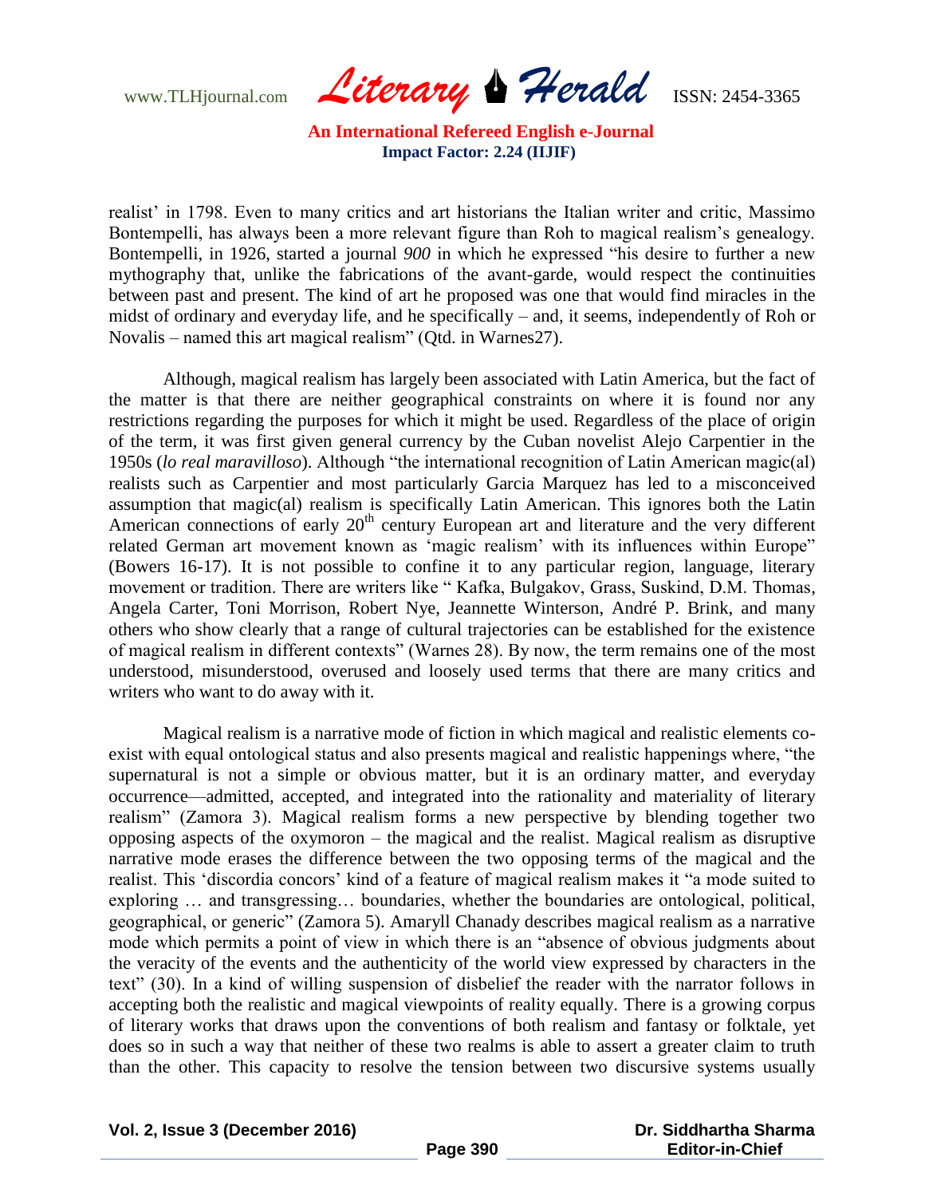realist' in 1798. Even to many critics and art historians the Italian writer and critic, Massimo Bontempelli, has always been a more relevant figure than Roh to magical realism's genealogy. Bontempelli, in 1926, started a journal *900* in which he expressed "his desire to further a new mythography that, unlike the fabrications of the avant-garde, would respect the continuities between past and present. The kind of art he proposed was one that would find miracles in the midst of ordinary and everyday life, and he specifically – and, it seems, independently of Roh or Novalis – named this art magical realism" (Qtd. in Warnes27).

Although, magical realism has largely been associated with Latin America, but the fact of the matter is that there are neither geographical constraints on where it is found nor any restrictions regarding the purposes for which it might be used. Regardless of the place of origin of the term, it was first given general currency by the Cuban novelist Alejo Carpentier in the 1950s (*lo real maravilloso*). Although "the international recognition of Latin American magic(al) realists such as Carpentier and most particularly Garcia Marquez has led to a misconceived assumption that magic(al) realism is specifically Latin American. This ignores both the Latin American connections of early 20th century European art and literature and the very different related German art movement known as 'magic realism' with its influences within Europe" (Bowers 16-17). It is not possible to confine it to any particular region, language, literary movement or tradition. There are writers like " Kafka, Bulgakov, Grass, Suskind, D.M. Thomas, Angela Carter, Toni Morrison, Robert Nye, Jeannette Winterson, André P. Brink, and many others who show clearly that a range of cultural trajectories can be established for the existence of magical realism in different contexts" (Warnes 28). By now, the term remains one of the most understood, misunderstood, overused and loosely used terms that there are many critics and writers who want to do away with it.

Magical realism is a narrative mode of fiction in which magical and realistic elements co-exist with equal ontological status and also presents magical and realistic happenings where, "the supernatural is not a simple or obvious matter, but it is an ordinary matter, and everyday occurrence—admitted, accepted, and integrated into the rationality and materiality of literary realism" (Zamora 3). Magical realism forms a new perspective by blending together two opposing aspects of the oxymoron – the magical and the realist. Magical realism as disruptive narrative mode erases the difference between the two opposing terms of the magical and the realist. This 'discordia concors' kind of a feature of magical realism makes it "a mode suited to exploring … and transgressing… boundaries, whether the boundaries are ontological, political, geographical, or generic" (Zamora 5). Amaryll Chanady describes magical realism as a narrative mode which permits a point of view in which there is an "absence of obvious judgments about the veracity of the events and the authenticity of the world view expressed by characters in the text" (30). In a kind of willing suspension of disbelief the reader with the narrator follows in accepting both the realistic and magical viewpoints of reality equally. There is a growing corpus of literary works that draws upon the conventions of both realism and fantasy or folktale, yet does so in such a way that neither of these two realms is able to assert a greater claim to truth than the other. This capacity to resolve the tension between two discursive systems usually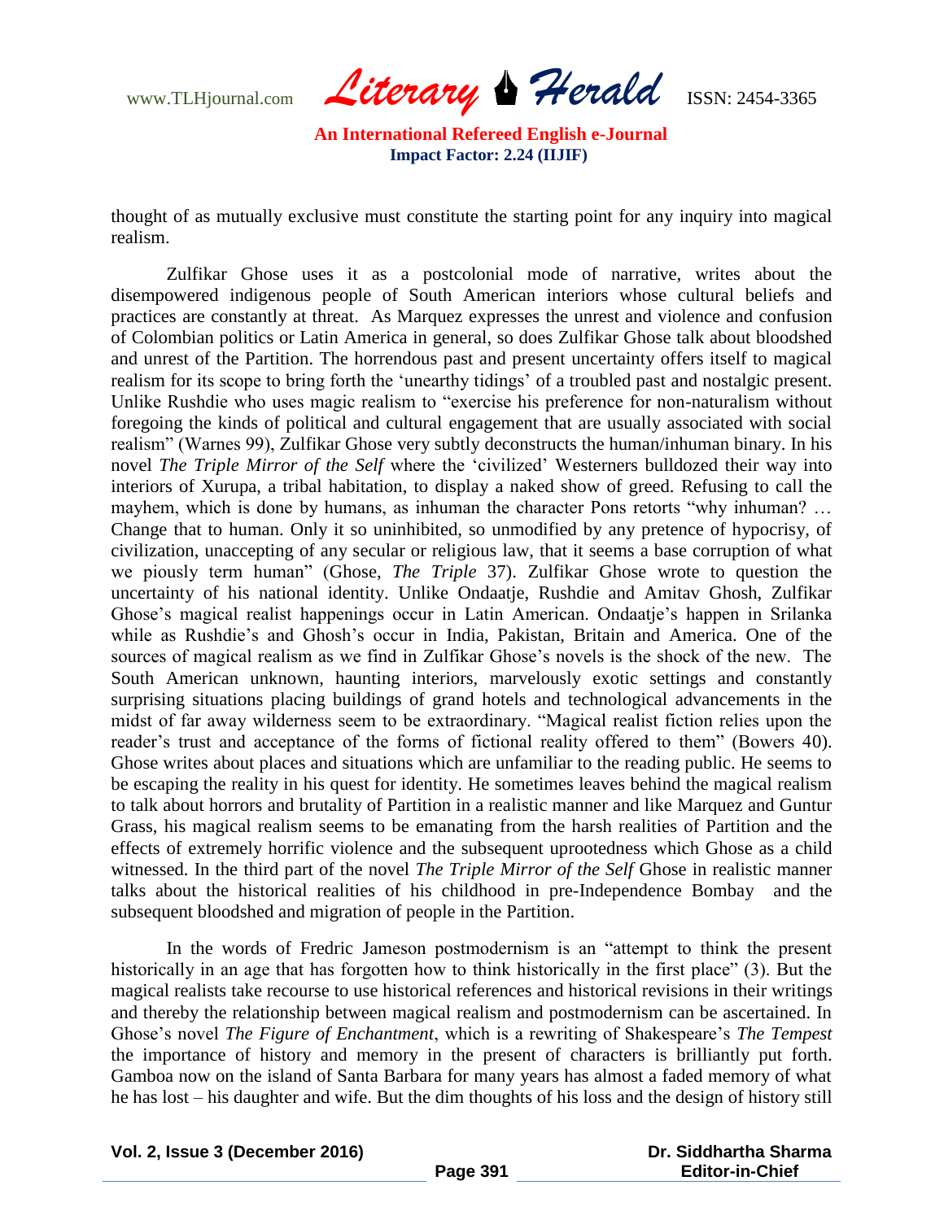thought of as mutually exclusive must constitute the starting point for any inquiry into magical realism.

Zulfikar Ghose uses it as a postcolonial mode of narrative, writes about the disempowered indigenous people of South American interiors whose cultural beliefs and practices are constantly at threat. As Marquez expresses the unrest and violence and confusion of Colombian politics or Latin America in general, so does Zulfikar Ghose talk about bloodshed and unrest of the Partition. The horrendous past and present uncertainty offers itself to magical realism for its scope to bring forth the 'unearthy tidings' of a troubled past and nostalgic present. Unlike Rushdie who uses magic realism to "exercise his preference for non-naturalism without foregoing the kinds of political and cultural engagement that are usually associated with social realism" (Warnes 99), Zulfikar Ghose very subtly deconstructs the human/inhuman binary. In his novel *The Triple Mirror of the Self* where the 'civilized' Westerners bulldozed their way into interiors of Xurupa, a tribal habitation, to display a naked show of greed. Refusing to call the mayhem, which is done by humans, as inhuman the character Pons retorts "why inhuman? … Change that to human. Only it so uninhibited, so unmodified by any pretence of hypocrisy, of civilization, unaccepting of any secular or religious law, that it seems a base corruption of what we piously term human" (Ghose, *The Triple* 37). Zulfikar Ghose wrote to question the uncertainty of his national identity. Unlike Ondaatje, Rushdie and Amitav Ghosh, Zulfikar Ghose's magical realist happenings occur in Latin American. Ondaatje's happen in Srilanka while as Rushdie's and Ghosh's occur in India, Pakistan, Britain and America. One of the sources of magical realism as we find in Zulfikar Ghose's novels is the shock of the new. The South American unknown, haunting interiors, marvelously exotic settings and constantly surprising situations placing buildings of grand hotels and technological advancements in the midst of far away wilderness seem to be extraordinary. "Magical realist fiction relies upon the reader's trust and acceptance of the forms of fictional reality offered to them" (Bowers 40). Ghose writes about places and situations which are unfamiliar to the reading public. He seems to be escaping the reality in his quest for identity. He sometimes leaves behind the magical realism to talk about horrors and brutality of Partition in a realistic manner and like Marquez and Guntur Grass, his magical realism seems to be emanating from the harsh realities of Partition and the effects of extremely horrific violence and the subsequent uprootedness which Ghose as a child witnessed. In the third part of the novel *The Triple Mirror of the Self* Ghose in realistic manner talks about the historical realities of his childhood in pre-Independence Bombay and the subsequent bloodshed and migration of people in the Partition.

In the words of Fredric Jameson postmodernism is an "attempt to think the present historically in an age that has forgotten how to think historically in the first place" (3). But the magical realists take recourse to use historical references and historical revisions in their writings and thereby the relationship between magical realism and postmodernism can be ascertained. In Ghose's novel *The Figure of Enchantment*, which is a rewriting of Shakespeare's *The Tempest* the importance of history and memory in the present of characters is brilliantly put forth. Gamboa now on the island of Santa Barbara for many years has almost a faded memory of what he has lost – his daughter and wife. But the dim thoughts of his loss and the design of history still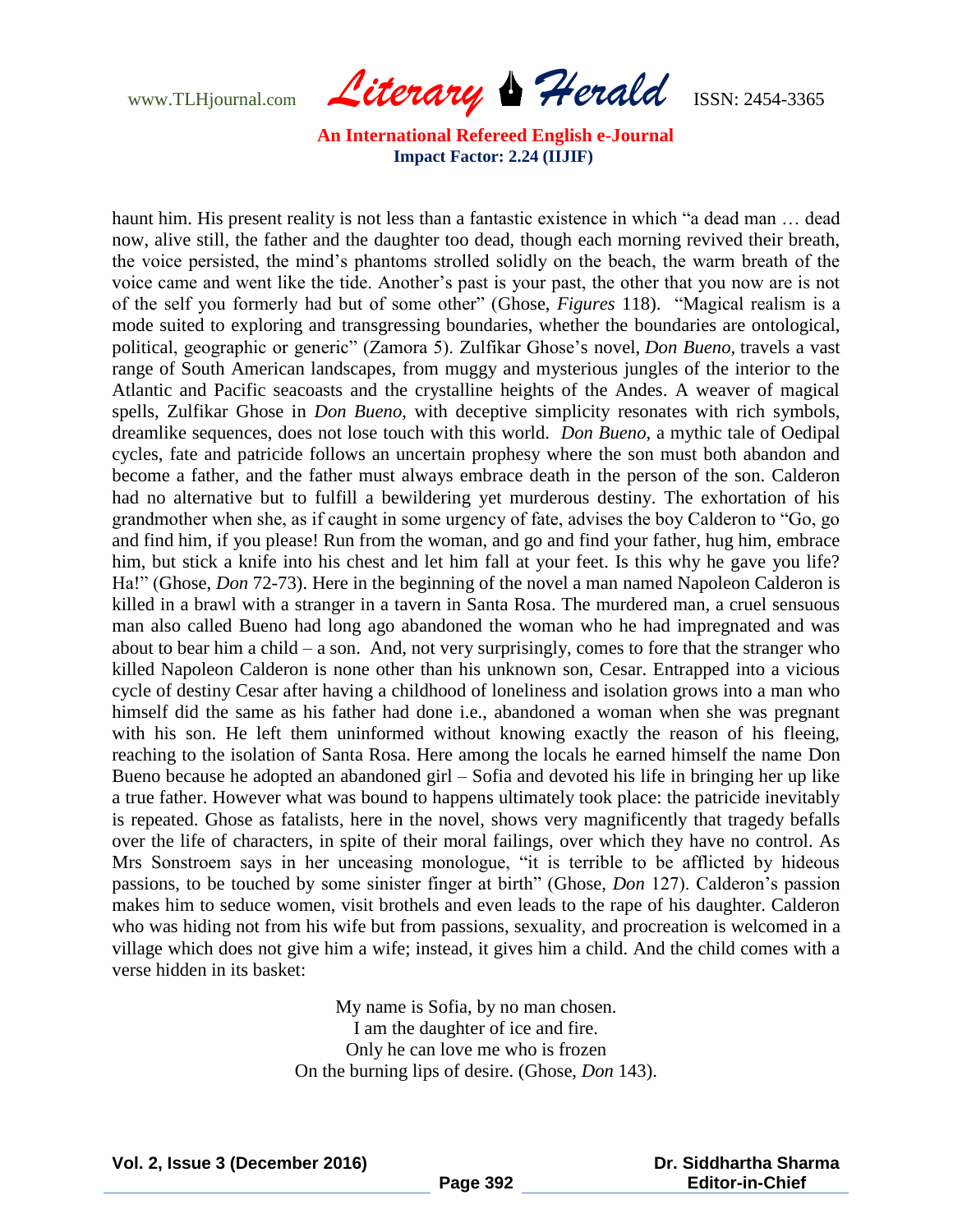haunt him. His present reality is not less than a fantastic existence in which "a dead man … dead now, alive still, the father and the daughter too dead, though each morning revived their breath, the voice persisted, the mind's phantoms strolled solidly on the beach, the warm breath of the voice came and went like the tide. Another's past is your past, the other that you now are is not of the self you formerly had but of some other" (Ghose, *Figures* 118). "Magical realism is a mode suited to exploring and transgressing boundaries, whether the boundaries are ontological, political, geographic or generic" (Zamora 5). Zulfikar Ghose's novel, *Don Bueno,* travels a vast range of South American landscapes, from muggy and mysterious jungles of the interior to the Atlantic and Pacific seacoasts and the crystalline heights of the Andes. A weaver of magical spells, Zulfikar Ghose in *Don Bueno*, with deceptive simplicity resonates with rich symbols, dreamlike sequences, does not lose touch with this world. *Don Bueno*, a mythic tale of Oedipal cycles, fate and patricide follows an uncertain prophesy where the son must both abandon and become a father, and the father must always embrace death in the person of the son. Calderon had no alternative but to fulfill a bewildering yet murderous destiny. The exhortation of his grandmother when she, as if caught in some urgency of fate, advises the boy Calderon to "Go, go and find him, if you please! Run from the woman, and go and find your father, hug him, embrace him, but stick a knife into his chest and let him fall at your feet. Is this why he gave you life? Ha!" (Ghose, *Don* 72-73). Here in the beginning of the novel a man named Napoleon Calderon is killed in a brawl with a stranger in a tavern in Santa Rosa. The murdered man, a cruel sensuous man also called Bueno had long ago abandoned the woman who he had impregnated and was about to bear him a child – a son. And, not very surprisingly, comes to fore that the stranger who killed Napoleon Calderon is none other than his unknown son, Cesar. Entrapped into a vicious cycle of destiny Cesar after having a childhood of loneliness and isolation grows into a man who himself did the same as his father had done i.e., abandoned a woman when she was pregnant with his son. He left them uninformed without knowing exactly the reason of his fleeing, reaching to the isolation of Santa Rosa. Here among the locals he earned himself the name Don Bueno because he adopted an abandoned girl – Sofia and devoted his life in bringing her up like a true father. However what was bound to happens ultimately took place: the patricide inevitably is repeated. Ghose as fatalists, here in the novel, shows very magnificently that tragedy befalls over the life of characters, in spite of their moral failings, over which they have no control. As Mrs Sonstroem says in her unceasing monologue, "it is terrible to be afflicted by hideous passions, to be touched by some sinister finger at birth" (Ghose, *Don* 127). Calderon's passion makes him to seduce women, visit brothels and even leads to the rape of his daughter. Calderon who was hiding not from his wife but from passions, sexuality, and procreation is welcomed in a village which does not give him a wife; instead, it gives him a child. And the child comes with a verse hidden in its basket:

My name is Sofia, by no man chosen.  
I am the daughter of ice and fire.  
Only he can love me who is frozen  
On the burning lips of desire. (Ghose, *Don* 143).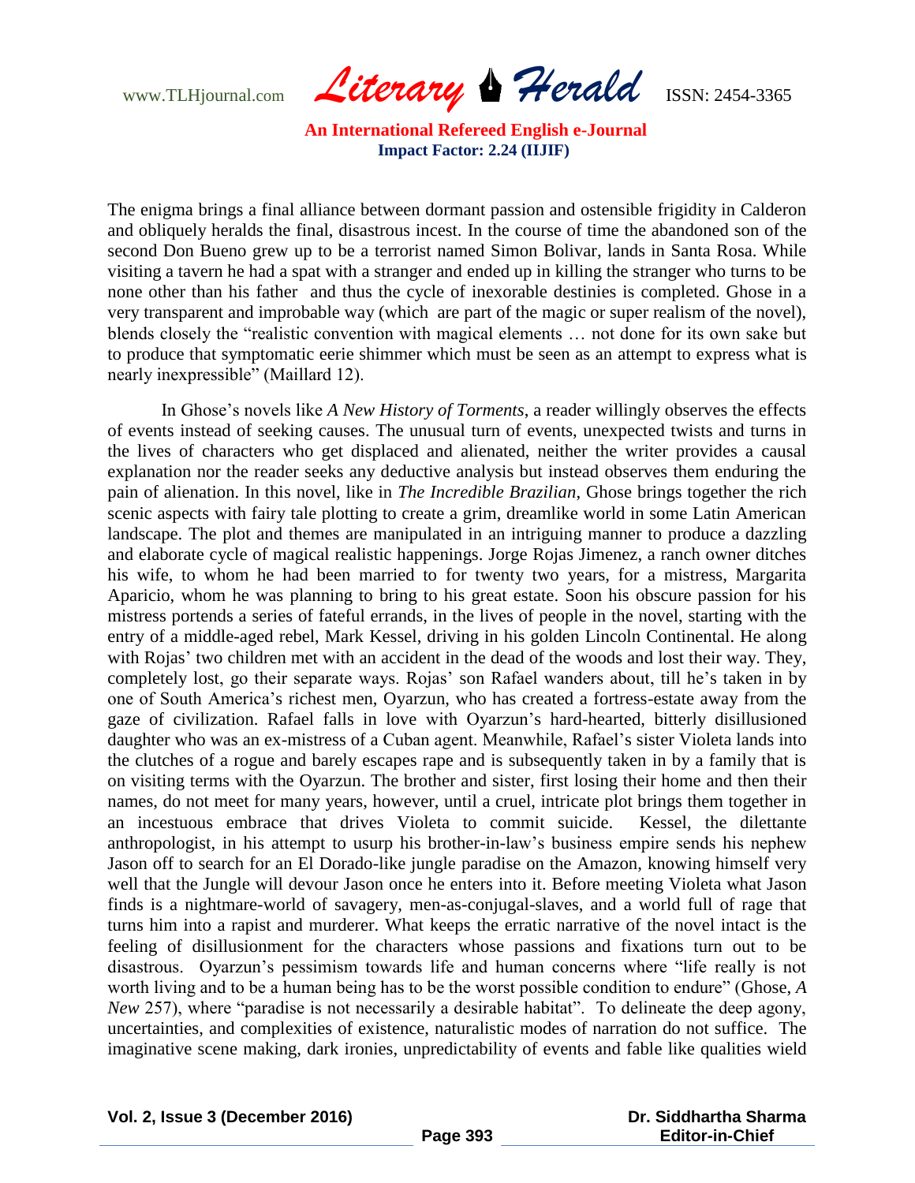The enigma brings a final alliance between dormant passion and ostensible frigidity in Calderon and obliquely heralds the final, disastrous incest. In the course of time the abandoned son of the second Don Bueno grew up to be a terrorist named Simon Bolivar, lands in Santa Rosa. While visiting a tavern he had a spat with a stranger and ended up in killing the stranger who turns to be none other than his father and thus the cycle of inexorable destinies is completed. Ghose in a very transparent and improbable way (which are part of the magic or super realism of the novel), blends closely the "realistic convention with magical elements … not done for its own sake but to produce that symptomatic eerie shimmer which must be seen as an attempt to express what is nearly inexpressible" (Maillard 12).

In Ghose's novels like *A New History of Torments*, a reader willingly observes the effects of events instead of seeking causes. The unusual turn of events, unexpected twists and turns in the lives of characters who get displaced and alienated, neither the writer provides a causal explanation nor the reader seeks any deductive analysis but instead observes them enduring the pain of alienation. In this novel, like in *The Incredible Brazilian*, Ghose brings together the rich scenic aspects with fairy tale plotting to create a grim, dreamlike world in some Latin American landscape. The plot and themes are manipulated in an intriguing manner to produce a dazzling and elaborate cycle of magical realistic happenings. Jorge Rojas Jimenez, a ranch owner ditches his wife, to whom he had been married to for twenty two years, for a mistress, Margarita Aparicio, whom he was planning to bring to his great estate. Soon his obscure passion for his mistress portends a series of fateful errands, in the lives of people in the novel, starting with the entry of a middle-aged rebel, Mark Kessel, driving in his golden Lincoln Continental. He along with Rojas' two children met with an accident in the dead of the woods and lost their way. They, completely lost, go their separate ways. Rojas' son Rafael wanders about, till he's taken in by one of South America's richest men, Oyarzun, who has created a fortress-estate away from the gaze of civilization. Rafael falls in love with Oyarzun's hard-hearted, bitterly disillusioned daughter who was an ex-mistress of a Cuban agent. Meanwhile, Rafael's sister Violeta lands into the clutches of a rogue and barely escapes rape and is subsequently taken in by a family that is on visiting terms with the Oyarzun. The brother and sister, first losing their home and then their names, do not meet for many years, however, until a cruel, intricate plot brings them together in an incestuous embrace that drives Violeta to commit suicide. Kessel, the dilettante anthropologist, in his attempt to usurp his brother-in-law's business empire sends his nephew Jason off to search for an El Dorado-like jungle paradise on the Amazon, knowing himself very well that the Jungle will devour Jason once he enters into it. Before meeting Violeta what Jason finds is a nightmare-world of savagery, men-as-conjugal-slaves, and a world full of rage that turns him into a rapist and murderer. What keeps the erratic narrative of the novel intact is the feeling of disillusionment for the characters whose passions and fixations turn out to be disastrous. Oyarzun's pessimism towards life and human concerns where "life really is not worth living and to be a human being has to be the worst possible condition to endure" (Ghose, *A New* 257), where "paradise is not necessarily a desirable habitat". To delineate the deep agony, uncertainties, and complexities of existence, naturalistic modes of narration do not suffice. The imaginative scene making, dark ironies, unpredictability of events and fable like qualities wield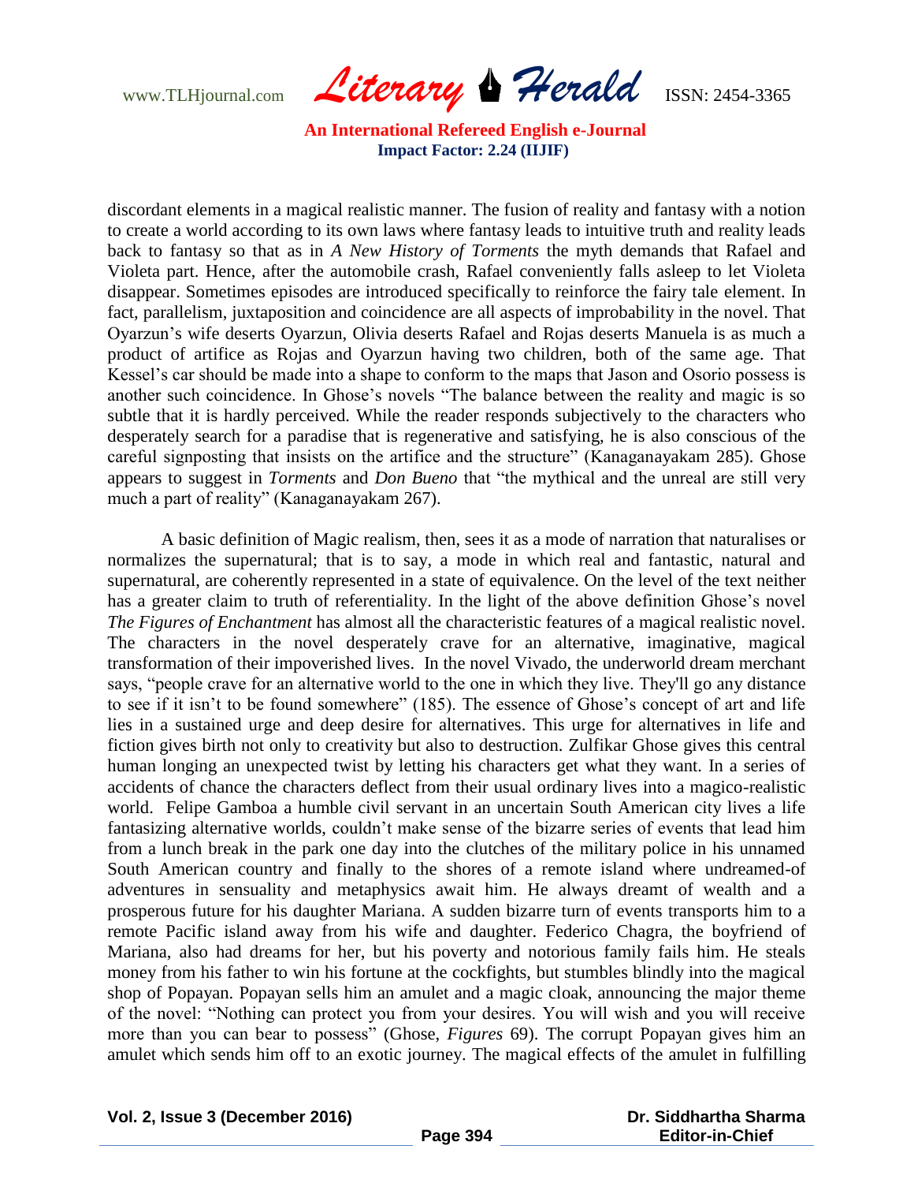discordant elements in a magical realistic manner. The fusion of reality and fantasy with a notion to create a world according to its own laws where fantasy leads to intuitive truth and reality leads back to fantasy so that as in *A New History of Torments* the myth demands that Rafael and Violeta part. Hence, after the automobile crash, Rafael conveniently falls asleep to let Violeta disappear. Sometimes episodes are introduced specifically to reinforce the fairy tale element. In fact, parallelism, juxtaposition and coincidence are all aspects of improbability in the novel. That Oyarzun's wife deserts Oyarzun, Olivia deserts Rafael and Rojas deserts Manuela is as much a product of artifice as Rojas and Oyarzun having two children, both of the same age. That Kessel's car should be made into a shape to conform to the maps that Jason and Osorio possess is another such coincidence. In Ghose's novels "The balance between the reality and magic is so subtle that it is hardly perceived. While the reader responds subjectively to the characters who desperately search for a paradise that is regenerative and satisfying, he is also conscious of the careful signposting that insists on the artifice and the structure" (Kanaganayakam 285). Ghose appears to suggest in *Torments* and *Don Bueno* that "the mythical and the unreal are still very much a part of reality" (Kanaganayakam 267).

A basic definition of Magic realism, then, sees it as a mode of narration that naturalises or normalizes the supernatural; that is to say, a mode in which real and fantastic, natural and supernatural, are coherently represented in a state of equivalence. On the level of the text neither has a greater claim to truth of referentiality. In the light of the above definition Ghose's novel *The Figures of Enchantment* has almost all the characteristic features of a magical realistic novel. The characters in the novel desperately crave for an alternative, imaginative, magical transformation of their impoverished lives. In the novel Vivado, the underworld dream merchant says, "people crave for an alternative world to the one in which they live. They'll go any distance to see if it isn't to be found somewhere" (185). The essence of Ghose's concept of art and life lies in a sustained urge and deep desire for alternatives. This urge for alternatives in life and fiction gives birth not only to creativity but also to destruction. Zulfikar Ghose gives this central human longing an unexpected twist by letting his characters get what they want. In a series of accidents of chance the characters deflect from their usual ordinary lives into a magico-realistic world. Felipe Gamboa a humble civil servant in an uncertain South American city lives a life fantasizing alternative worlds, couldn't make sense of the bizarre series of events that lead him from a lunch break in the park one day into the clutches of the military police in his unnamed South American country and finally to the shores of a remote island where undreamed-of adventures in sensuality and metaphysics await him. He always dreamt of wealth and a prosperous future for his daughter Mariana. A sudden bizarre turn of events transports him to a remote Pacific island away from his wife and daughter. Federico Chagra, the boyfriend of Mariana, also had dreams for her, but his poverty and notorious family fails him. He steals money from his father to win his fortune at the cockfights, but stumbles blindly into the magical shop of Popayan. Popayan sells him an amulet and a magic cloak, announcing the major theme of the novel: "Nothing can protect you from your desires. You will wish and you will receive more than you can bear to possess" (Ghose, *Figures* 69). The corrupt Popayan gives him an amulet which sends him off to an exotic journey. The magical effects of the amulet in fulfilling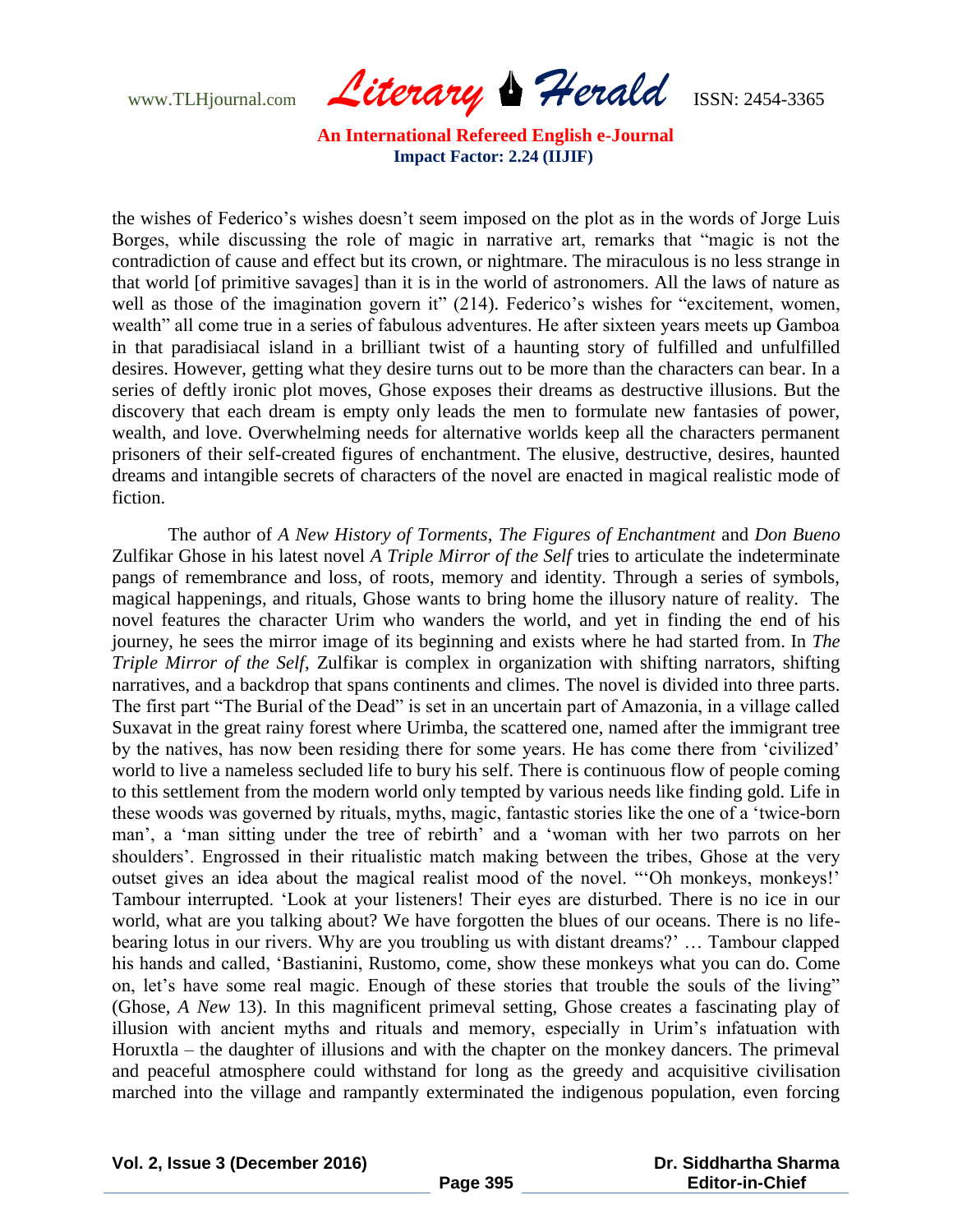the wishes of Federico's wishes doesn't seem imposed on the plot as in the words of Jorge Luis Borges, while discussing the role of magic in narrative art, remarks that "magic is not the contradiction of cause and effect but its crown, or nightmare. The miraculous is no less strange in that world [of primitive savages] than it is in the world of astronomers. All the laws of nature as well as those of the imagination govern it" (214). Federico's wishes for "excitement, women, wealth" all come true in a series of fabulous adventures. He after sixteen years meets up Gamboa in that paradisiacal island in a brilliant twist of a haunting story of fulfilled and unfulfilled desires. However, getting what they desire turns out to be more than the characters can bear. In a series of deftly ironic plot moves, Ghose exposes their dreams as destructive illusions. But the discovery that each dream is empty only leads the men to formulate new fantasies of power, wealth, and love. Overwhelming needs for alternative worlds keep all the characters permanent prisoners of their self-created figures of enchantment. The elusive, destructive, desires, haunted dreams and intangible secrets of characters of the novel are enacted in magical realistic mode of fiction.

The author of *A New History of Torments*, *The Figures of Enchantment* and *Don Bueno* Zulfikar Ghose in his latest novel *A Triple Mirror of the Self* tries to articulate the indeterminate pangs of remembrance and loss, of roots, memory and identity. Through a series of symbols, magical happenings, and rituals, Ghose wants to bring home the illusory nature of reality. The novel features the character Urim who wanders the world, and yet in finding the end of his journey, he sees the mirror image of its beginning and exists where he had started from. In *The Triple Mirror of the Self*, Zulfikar is complex in organization with shifting narrators, shifting narratives, and a backdrop that spans continents and climes. The novel is divided into three parts. The first part "The Burial of the Dead" is set in an uncertain part of Amazonia, in a village called Suxavat in the great rainy forest where Urimba, the scattered one, named after the immigrant tree by the natives, has now been residing there for some years. He has come there from 'civilized' world to live a nameless secluded life to bury his self. There is continuous flow of people coming to this settlement from the modern world only tempted by various needs like finding gold. Life in these woods was governed by rituals, myths, magic, fantastic stories like the one of a 'twice-born man', a 'man sitting under the tree of rebirth' and a 'woman with her two parrots on her shoulders'. Engrossed in their ritualistic match making between the tribes, Ghose at the very outset gives an idea about the magical realist mood of the novel. "'Oh monkeys, monkeys!' Tambour interrupted. 'Look at your listeners! Their eyes are disturbed. There is no ice in our world, what are you talking about? We have forgotten the blues of our oceans. There is no life-bearing lotus in our rivers. Why are you troubling us with distant dreams?' … Tambour clapped his hands and called, 'Bastianini, Rustomo, come, show these monkeys what you can do. Come on, let's have some real magic. Enough of these stories that trouble the souls of the living" (Ghose, *A New* 13). In this magnificent primeval setting, Ghose creates a fascinating play of illusion with ancient myths and rituals and memory, especially in Urim's infatuation with Horuxtla – the daughter of illusions and with the chapter on the monkey dancers. The primeval and peaceful atmosphere could withstand for long as the greedy and acquisitive civilisation marched into the village and rampantly exterminated the indigenous population, even forcing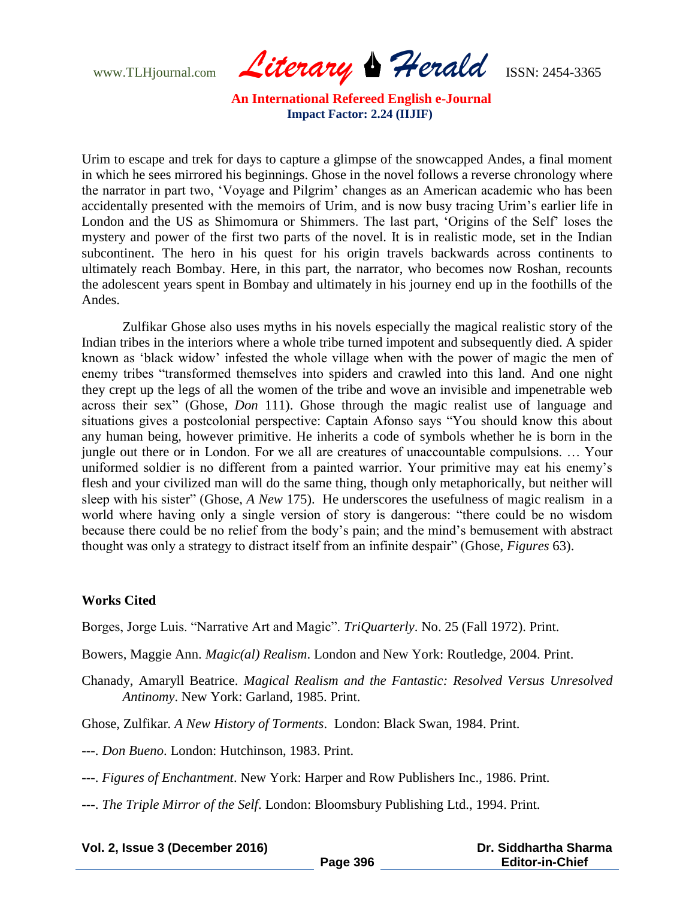Urim to escape and trek for days to capture a glimpse of the snowcapped Andes, a final moment in which he sees mirrored his beginnings. Ghose in the novel follows a reverse chronology where the narrator in part two, 'Voyage and Pilgrim' changes as an American academic who has been accidentally presented with the memoirs of Urim, and is now busy tracing Urim's earlier life in London and the US as Shimomura or Shimmers. The last part, 'Origins of the Self' loses the mystery and power of the first two parts of the novel. It is in realistic mode, set in the Indian subcontinent. The hero in his quest for his origin travels backwards across continents to ultimately reach Bombay. Here, in this part, the narrator, who becomes now Roshan, recounts the adolescent years spent in Bombay and ultimately in his journey end up in the foothills of the Andes.

Zulfikar Ghose also uses myths in his novels especially the magical realistic story of the Indian tribes in the interiors where a whole tribe turned impotent and subsequently died. A spider known as 'black widow' infested the whole village when with the power of magic the men of enemy tribes "transformed themselves into spiders and crawled into this land. And one night they crept up the legs of all the women of the tribe and wove an invisible and impenetrable web across their sex" (Ghose, *Don* 111). Ghose through the magic realist use of language and situations gives a postcolonial perspective: Captain Afonso says "You should know this about any human being, however primitive. He inherits a code of symbols whether he is born in the jungle out there or in London. For we all are creatures of unaccountable compulsions. … Your uniformed soldier is no different from a painted warrior. Your primitive may eat his enemy's flesh and your civilized man will do the same thing, though only metaphorically, but neither will sleep with his sister" (Ghose, *A New* 175). He underscores the usefulness of magic realism in a world where having only a single version of story is dangerous: "there could be no wisdom because there could be no relief from the body's pain; and the mind's bemusement with abstract thought was only a strategy to distract itself from an infinite despair" (Ghose, *Figures* 63).

## Works Cited

Borges, Jorge Luis. "Narrative Art and Magic". *TriQuarterly*. No. 25 (Fall 1972). Print.

Bowers, Maggie Ann. *Magic(al) Realism*. London and New York: Routledge, 2004. Print.

Chanady, Amaryll Beatrice. *Magical Realism and the Fantastic: Resolved Versus Unresolved Antinomy*. New York: Garland, 1985. Print.

Ghose, Zulfikar. *A New History of Torments*. London: Black Swan, 1984. Print.

---. *Don Bueno*. London: Hutchinson, 1983. Print.

---. *Figures of Enchantment*. New York: Harper and Row Publishers Inc., 1986. Print.

---. *The Triple Mirror of the Self*. London: Bloomsbury Publishing Ltd., 1994. Print.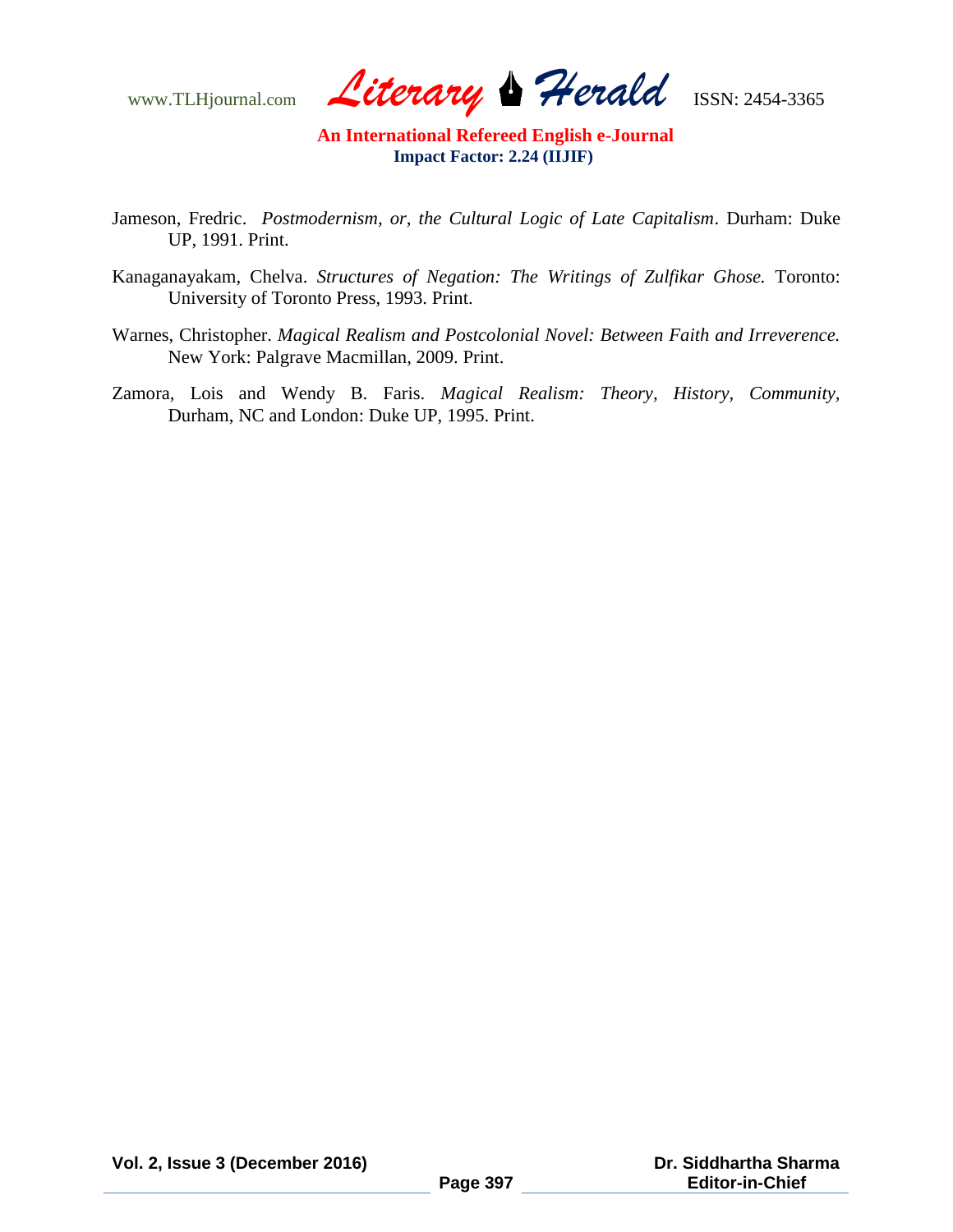Jameson, Fredric. *Postmodernism, or, the Cultural Logic of Late Capitalism*. Durham: Duke UP, 1991. Print.

Kanaganayakam, Chelva. *Structures of Negation: The Writings of Zulfikar Ghose.* Toronto: University of Toronto Press, 1993. Print.

Warnes, Christopher. *Magical Realism and Postcolonial Novel: Between Faith and Irreverence.* New York: Palgrave Macmillan, 2009. Print.

Zamora, Lois and Wendy B. Faris. *Magical Realism: Theory, History, Community,* Durham, NC and London: Duke UP, 1995. Print.